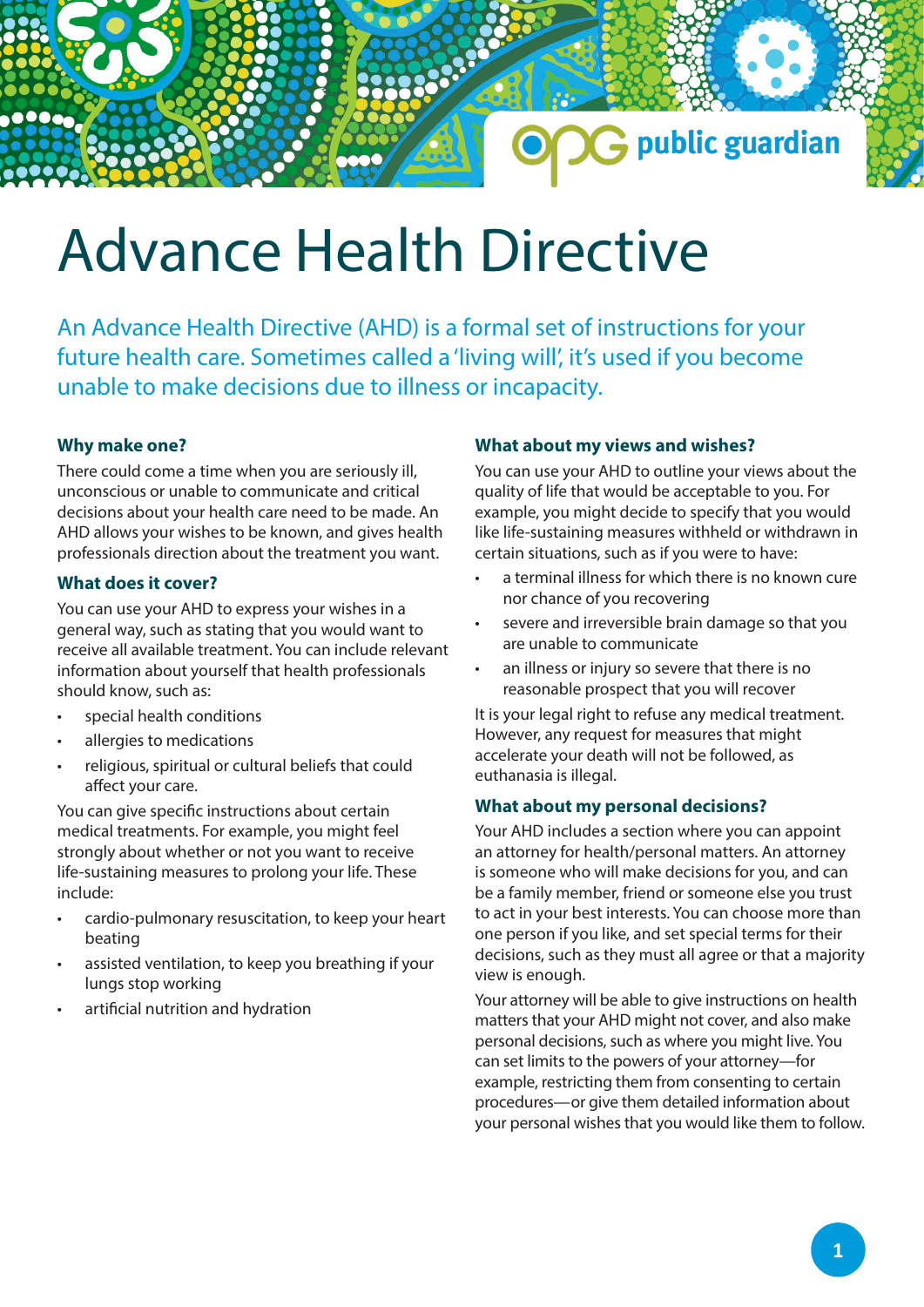# Advance Health Directive

An Advance Health Directive (AHD) is a formal set of instructions for your future health care. Sometimes called a 'living will', it's used if you become unable to make decisions due to illness or incapacity.

### Why make one?

There could come a time when you are seriously ill, unconscious or unable to communicate and critical decisions about your health care need to be made. An AHD allows your wishes to be known, and gives health professionals direction about the treatment you want.

### What does it cover?

You can use your AHD to express your wishes in a general way, such as stating that you would want to receive all available treatment. You can include relevant information about yourself that health professionals should know, such as:

- special health conditions
- allergies to medications
- religious, spiritual or cultural beliefs that could affect your care.

You can give specific instructions about certain medical treatments. For example, you might feel strongly about whether or not you want to receive life-sustaining measures to prolong your life. These include:

- cardio-pulmonary resuscitation, to keep your heart beating
- assisted ventilation, to keep you breathing if your lungs stop working
- artificial nutrition and hydration

### What about my views and wishes?

You can use your AHD to outline your views about the quality of life that would be acceptable to you. For example, you might decide to specify that you would like life-sustaining measures withheld or withdrawn in certain situations, such as if you were to have:

- a terminal illness for which there is no known cure nor chance of you recovering
- severe and irreversible brain damage so that you are unable to communicate
- an illness or injury so severe that there is no reasonable prospect that you will recover

It is your legal right to refuse any medical treatment. However, any request for measures that might accelerate your death will not be followed, as euthanasia is illegal.

### What about my personal decisions?

Your AHD includes a section where you can appoint an attorney for health/personal matters. An attorney is someone who will make decisions for you, and can be a family member, friend or someone else you trust to act in your best interests. You can choose more than one person if you like, and set special terms for their decisions, such as they must all agree or that a majority view is enough.

Your attorney will be able to give instructions on health matters that your AHD might not cover, and also make personal decisions, such as where you might live. You can set limits to the powers of your attorney—for example, restricting them from consenting to certain procedures—or give them detailed information about your personal wishes that you would like them to follow.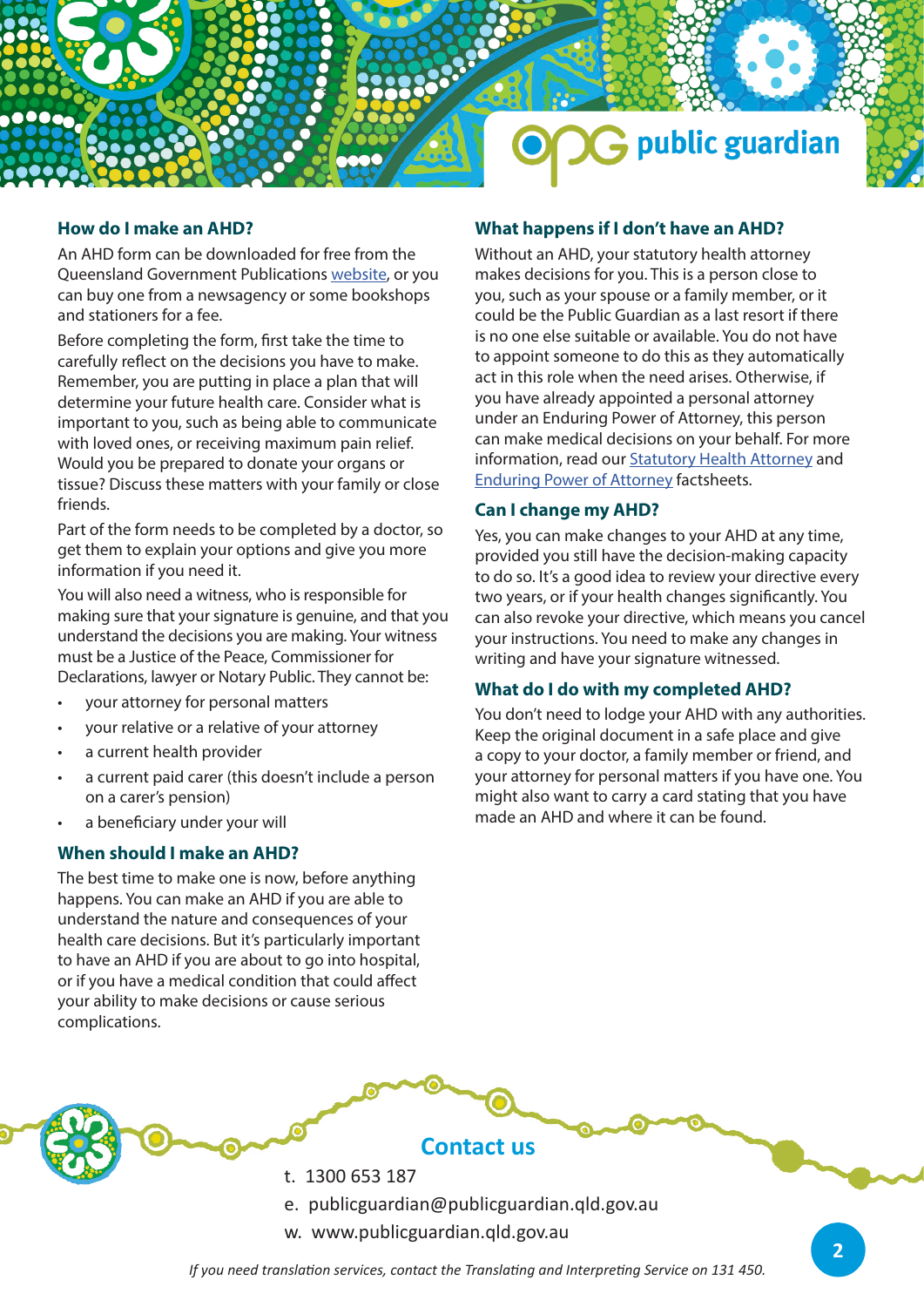## How do I make an AHD?

An AHD form can be downloaded for free from the Queensland Government Publications website, or you can buy one from a newsagency or some bookshops and stationers for a fee.

Before completing the form, first take the time to carefully reflect on the decisions you have to make. Remember, you are putting in place a plan that will determine your future health care. Consider what is important to you, such as being able to communicate with loved ones, or receiving maximum pain relief. Would you be prepared to donate your organs or tissue? Discuss these matters with your family or close friends.

Part of the form needs to be completed by a doctor, so get them to explain your options and give you more information if you need it.

You will also need a witness, who is responsible for making sure that your signature is genuine, and that you understand the decisions you are making. Your witness must be a Justice of the Peace, Commissioner for Declarations, lawyer or Notary Public. They cannot be:

- your attorney for personal matters
- your relative or a relative of your attorney
- a current health provider
- a current paid carer (this doesn't include a person on a carer's pension)
- a beneficiary under your will

## When should I make an AHD?

The best time to make one is now, before anything happens. You can make an AHD if you are able to understand the nature and consequences of your health care decisions. But it's particularly important to have an AHD if you are about to go into hospital, or if you have a medical condition that could affect your ability to make decisions or cause serious complications.

## What happens if I don't have an AHD?

Without an AHD, your statutory health attorney makes decisions for you. This is a person close to you, such as your spouse or a family member, or it could be the Public Guardian as a last resort if there is no one else suitable or available. You do not have to appoint someone to do this as they automatically act in this role when the need arises. Otherwise, if you have already appointed a personal attorney under an Enduring Power of Attorney, this person can make medical decisions on your behalf. For more information, read our Statutory Health Attorney and Enduring Power of Attorney factsheets.

## Can I change my AHD?

Yes, you can make changes to your AHD at any time, provided you still have the decision-making capacity to do so. It's a good idea to review your directive every two years, or if your health changes significantly. You can also revoke your directive, which means you cancel your instructions. You need to make any changes in writing and have your signature witnessed.

## What do I do with my completed AHD?

You don't need to lodge your AHD with any authorities. Keep the original document in a safe place and give a copy to your doctor, a family member or friend, and your attorney for personal matters if you have one. You might also want to carry a card stating that you have made an AHD and where it can be found.

## Contact us

t. 1300 653 187

e. publicguardian@publicguardian.qld.gov.au

w. www.publicguardian.qld.gov.au

*If you need translation services, contact the Translating and Interpreting Service on 131 450.*